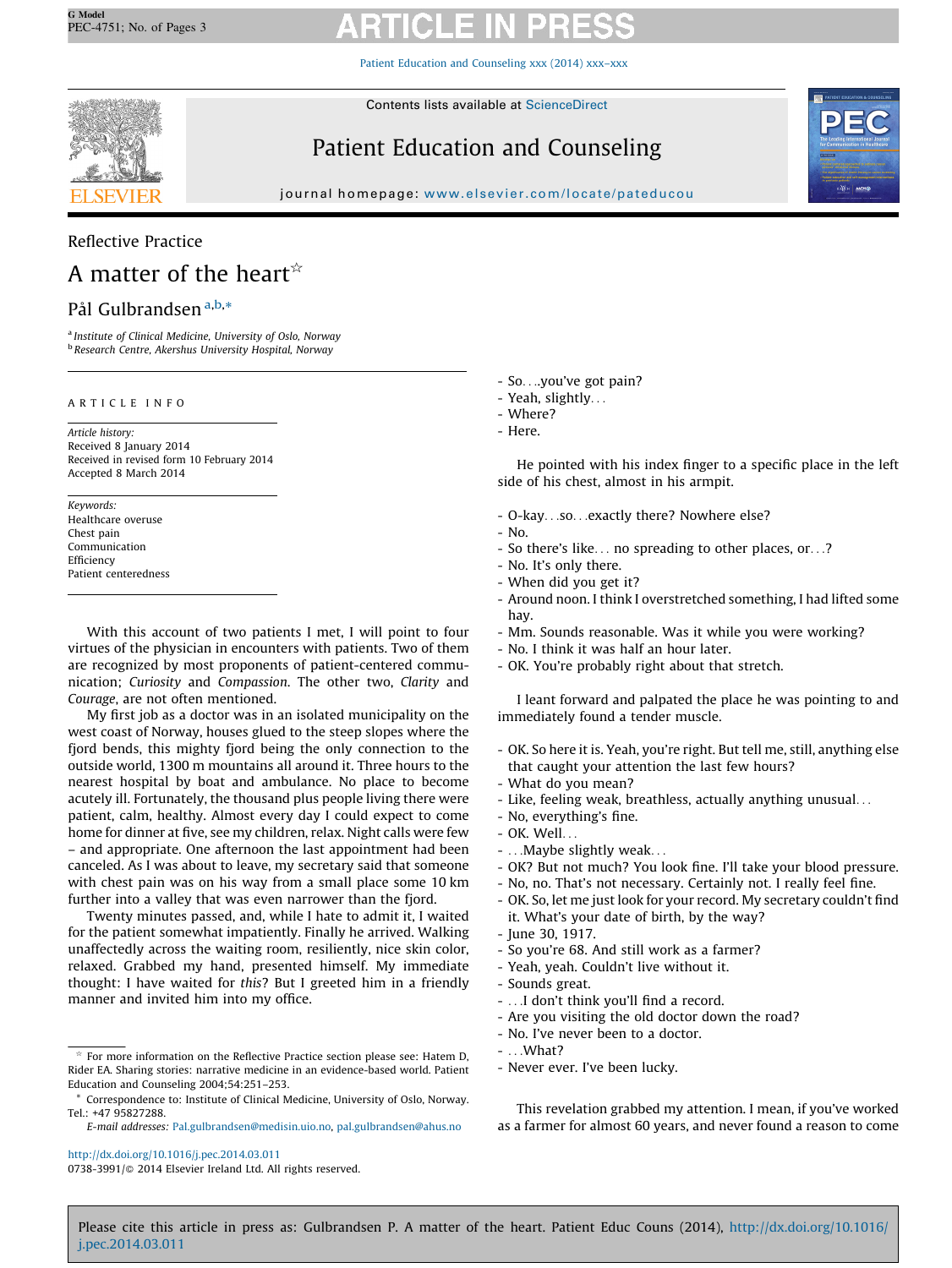Reflective Practice

# A matter of the heart[☆]

Pål Gulbrandsen [a,b,*]

[a] Institute of Clinical Medicine, University of Oslo, Norway
[b] Research Centre, Akershus University Hospital, Norway

ARTICLE INFO

*Article history:*
Received 8 January 2014
Received in revised form 10 February 2014
Accepted 8 March 2014

*Keywords:*
Healthcare overuse
Chest pain
Communication
Efficiency
Patient centeredness

With this account of two patients I met, I will point to four virtues of the physician in encounters with patients. Two of them are recognized by most proponents of patient-centered communication; *Curiosity* and *Compassion*. The other two, *Clarity* and *Courage*, are not often mentioned.

My first job as a doctor was in an isolated municipality on the west coast of Norway, houses glued to the steep slopes where the fjord bends, this mighty fjord being the only connection to the outside world, 1300 m mountains all around it. Three hours to the nearest hospital by boat and ambulance. No place to become acutely ill. Fortunately, the thousand plus people living there were patient, calm, healthy. Almost every day I could expect to come home for dinner at five, see my children, relax. Night calls were few – and appropriate. One afternoon the last appointment had been canceled. As I was about to leave, my secretary said that someone with chest pain was on his way from a small place some 10 km further into a valley that was even narrower than the fjord.

Twenty minutes passed, and, while I hate to admit it, I waited for the patient somewhat impatiently. Finally he arrived. Walking unaffectedly across the waiting room, resiliently, nice skin color, relaxed. Grabbed my hand, presented himself. My immediate thought: I have waited for *this*? But I greeted him in a friendly manner and invited him into my office.

- So....you've got pain?
- Yeah, slightly...
- Where?
- Here.

He pointed with his index finger to a specific place in the left side of his chest, almost in his armpit.

- O-kay...so...exactly there? Nowhere else?
- No.
- So there's like... no spreading to other places, or...?
- No. It's only there.
- When did you get it?
- Around noon. I think I overstretched something, I had lifted some hay.
- Mm. Sounds reasonable. Was it while you were working?
- No. I think it was half an hour later.
- OK. You're probably right about that stretch.

I leant forward and palpated the place he was pointing to and immediately found a tender muscle.

- OK. So here it is. Yeah, you're right. But tell me, still, anything else that caught your attention the last few hours?
- What do you mean?
- Like, feeling weak, breathless, actually anything unusual...
- No, everything's fine.
- OK. Well...
- ...Maybe slightly weak...
- OK? But not much? You look fine. I'll take your blood pressure.
- No, no. That's not necessary. Certainly not. I really feel fine.
- OK. So, let me just look for your record. My secretary couldn't find it. What's your date of birth, by the way?
- June 30, 1917.
- So you're 68. And still work as a farmer?
- Yeah, yeah. Couldn't live without it.
- Sounds great.
- ...I don't think you'll find a record.
- Are you visiting the old doctor down the road?
- No. I've never been to a doctor.
- ...What?
- Never ever. I've been lucky.

This revelation grabbed my attention. I mean, if you've worked as a farmer for almost 60 years, and never found a reason to come

☆ For more information on the Reflective Practice section please see: Hatem D, Rider EA. Sharing stories: narrative medicine in an evidence-based world. Patient Education and Counseling 2004;54:251–253.

* Correspondence to: Institute of Clinical Medicine, University of Oslo, Norway. Tel.: +47 95827288.
*E-mail addresses:* Pal.gulbrandsen@medisin.uio.no, pal.gulbrandsen@ahus.no

http://dx.doi.org/10.1016/j.pec.2014.03.011
0738-3991/© 2014 Elsevier Ireland Ltd. All rights reserved.

Please cite this article in press as: Gulbrandsen P. A matter of the heart. Patient Educ Couns (2014), http://dx.doi.org/10.1016/j.pec.2014.03.011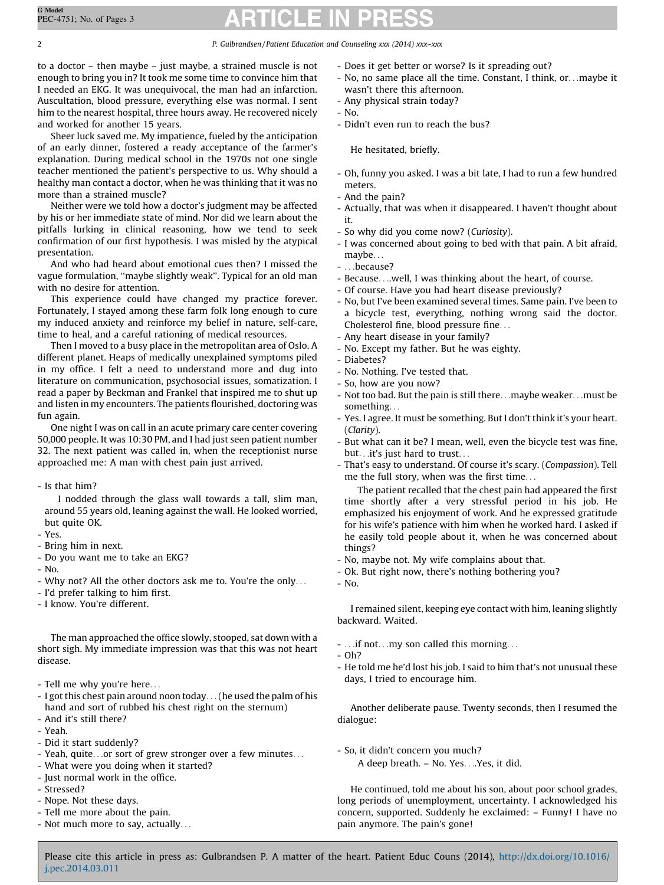to a doctor – then maybe – just maybe, a strained muscle is not enough to bring you in? It took me some time to convince him that I needed an EKG. It was unequivocal, the man had an infarction. Auscultation, blood pressure, everything else was normal. I sent him to the nearest hospital, three hours away. He recovered nicely and worked for another 15 years.

Sheer luck saved me. My impatience, fueled by the anticipation of an early dinner, fostered a ready acceptance of the farmer's explanation. During medical school in the 1970s not one single teacher mentioned the patient's perspective to us. Why should a healthy man contact a doctor, when he was thinking that it was no more than a strained muscle?

Neither were we told how a doctor's judgment may be affected by his or her immediate state of mind. Nor did we learn about the pitfalls lurking in clinical reasoning, how we tend to seek confirmation of our first hypothesis. I was misled by the atypical presentation.

And who had heard about emotional cues then? I missed the vague formulation, "maybe slightly weak". Typical for an old man with no desire for attention.

This experience could have changed my practice forever. Fortunately, I stayed among these farm folk long enough to cure my induced anxiety and reinforce my belief in nature, self-care, time to heal, and a careful rationing of medical resources.

Then I moved to a busy place in the metropolitan area of Oslo. A different planet. Heaps of medically unexplained symptoms piled in my office. I felt a need to understand more and dug into literature on communication, psychosocial issues, somatization. I read a paper by Beckman and Frankel that inspired me to shut up and listen in my encounters. The patients flourished, doctoring was fun again.

One night I was on call in an acute primary care center covering 50,000 people. It was 10:30 PM, and I had just seen patient number 32. The next patient was called in, when the receptionist nurse approached me: A man with chest pain just arrived.

- Is that him?

I nodded through the glass wall towards a tall, slim man, around 55 years old, leaning against the wall. He looked worried, but quite OK.

- Yes.
- Bring him in next.
- Do you want me to take an EKG?
- No.
- Why not? All the other doctors ask me to. You're the only…
- I'd prefer talking to him first.
- I know. You're different.

The man approached the office slowly, stooped, sat down with a short sigh. My immediate impression was that this was not heart disease.

- Tell me why you're here…
- I got this chest pain around noon today… (he used the palm of his hand and sort of rubbed his chest right on the sternum)
- And it's still there?
- Yeah.
- Did it start suddenly?
- Yeah, quite…or sort of grew stronger over a few minutes…
- What were you doing when it started?
- Just normal work in the office.
- Stressed?
- Nope. Not these days.
- Tell me more about the pain.
- Not much more to say, actually…
- Does it get better or worse? Is it spreading out?
- No, no same place all the time. Constant, I think, or…maybe it wasn't there this afternoon.
- Any physical strain today?
- No.
- Didn't even run to reach the bus?

He hesitated, briefly.

- Oh, funny you asked. I was a bit late, I had to run a few hundred meters.
- And the pain?
- Actually, that was when it disappeared. I haven't thought about it.
- So why did you come now? (*Curiosity*).
- I was concerned about going to bed with that pain. A bit afraid, maybe…
- …because?
- Because….well, I was thinking about the heart, of course.
- Of course. Have you had heart disease previously?
- No, but I've been examined several times. Same pain. I've been to a bicycle test, everything, nothing wrong said the doctor. Cholesterol fine, blood pressure fine…
- Any heart disease in your family?
- No. Except my father. But he was eighty.
- Diabetes?
- No. Nothing. I've tested that.
- So, how are you now?
- Not too bad. But the pain is still there…maybe weaker…must be something…
- Yes. I agree. It must be something. But I don't think it's your heart. (*Clarity*).
- But what can it be? I mean, well, even the bicycle test was fine, but…it's just hard to trust…
- That's easy to understand. Of course it's scary. (*Compassion*). Tell me the full story, when was the first time…

The patient recalled that the chest pain had appeared the first time shortly after a very stressful period in his job. He emphasized his enjoyment of work. And he expressed gratitude for his wife's patience with him when he worked hard. I asked if he easily told people about it, when he was concerned about things?

- No, maybe not. My wife complains about that.
- Ok. But right now, there's nothing bothering you?
- No.

I remained silent, keeping eye contact with him, leaning slightly backward. Waited.

- …if not…my son called this morning…
- Oh?
- He told me he'd lost his job. I said to him that's not unusual these days, I tried to encourage him.

Another deliberate pause. Twenty seconds, then I resumed the dialogue:

- So, it didn't concern you much?

A deep breath. – No. Yes….Yes, it did.

He continued, told me about his son, about poor school grades, long periods of unemployment, uncertainty. I acknowledged his concern, supported. Suddenly he exclaimed: – Funny! I have no pain anymore. The pain's gone!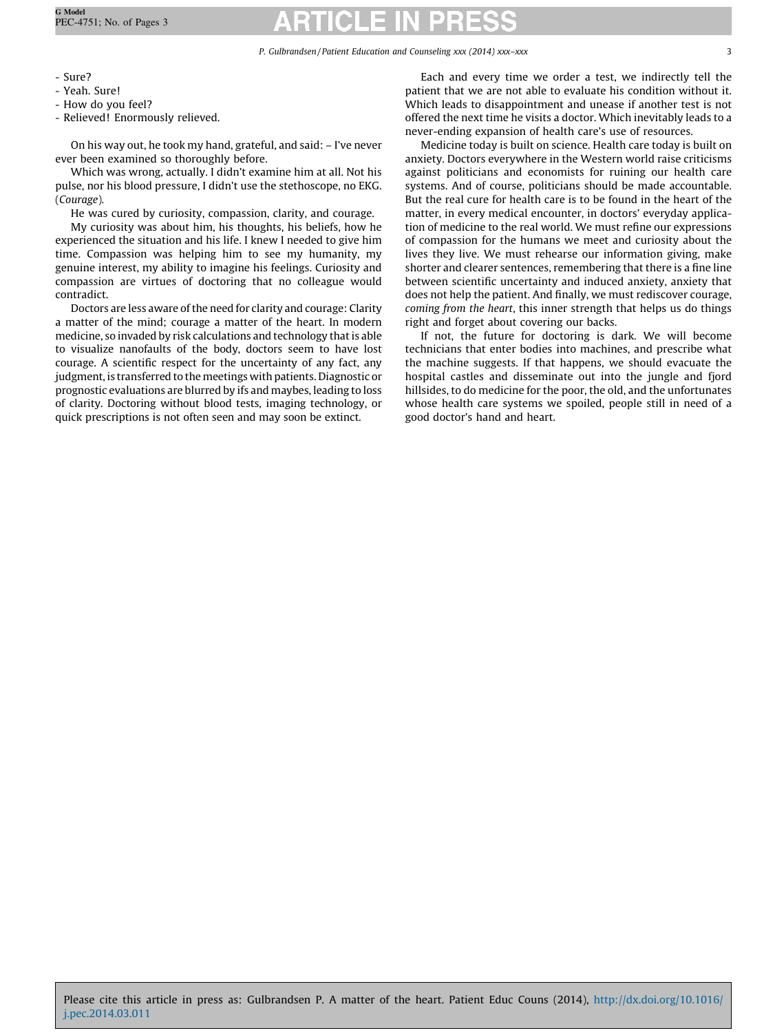- Sure?
- Yeah. Sure!
- How do you feel?
- Relieved! Enormously relieved.

On his way out, he took my hand, grateful, and said: – I've never ever been examined so thoroughly before.

Which was wrong, actually. I didn't examine him at all. Not his pulse, nor his blood pressure, I didn't use the stethoscope, no EKG. (*Courage*).

He was cured by curiosity, compassion, clarity, and courage.

My curiosity was about him, his thoughts, his beliefs, how he experienced the situation and his life. I knew I needed to give him time. Compassion was helping him to see my humanity, my genuine interest, my ability to imagine his feelings. Curiosity and compassion are virtues of doctoring that no colleague would contradict.

Doctors are less aware of the need for clarity and courage: Clarity a matter of the mind; courage a matter of the heart. In modern medicine, so invaded by risk calculations and technology that is able to visualize nanofaults of the body, doctors seem to have lost courage. A scientific respect for the uncertainty of any fact, any judgment, is transferred to the meetings with patients. Diagnostic or prognostic evaluations are blurred by ifs and maybes, leading to loss of clarity. Doctoring without blood tests, imaging technology, or quick prescriptions is not often seen and may soon be extinct.

Each and every time we order a test, we indirectly tell the patient that we are not able to evaluate his condition without it. Which leads to disappointment and unease if another test is not offered the next time he visits a doctor. Which inevitably leads to a never-ending expansion of health care's use of resources.

Medicine today is built on science. Health care today is built on anxiety. Doctors everywhere in the Western world raise criticisms against politicians and economists for ruining our health care systems. And of course, politicians should be made accountable. But the real cure for health care is to be found in the heart of the matter, in every medical encounter, in doctors' everyday application of medicine to the real world. We must refine our expressions of compassion for the humans we meet and curiosity about the lives they live. We must rehearse our information giving, make shorter and clearer sentences, remembering that there is a fine line between scientific uncertainty and induced anxiety, anxiety that does not help the patient. And finally, we must rediscover courage, *coming from the heart*, this inner strength that helps us do things right and forget about covering our backs.

If not, the future for doctoring is dark. We will become technicians that enter bodies into machines, and prescribe what the machine suggests. If that happens, we should evacuate the hospital castles and disseminate out into the jungle and fjord hillsides, to do medicine for the poor, the old, and the unfortunates whose health care systems we spoiled, people still in need of a good doctor's hand and heart.